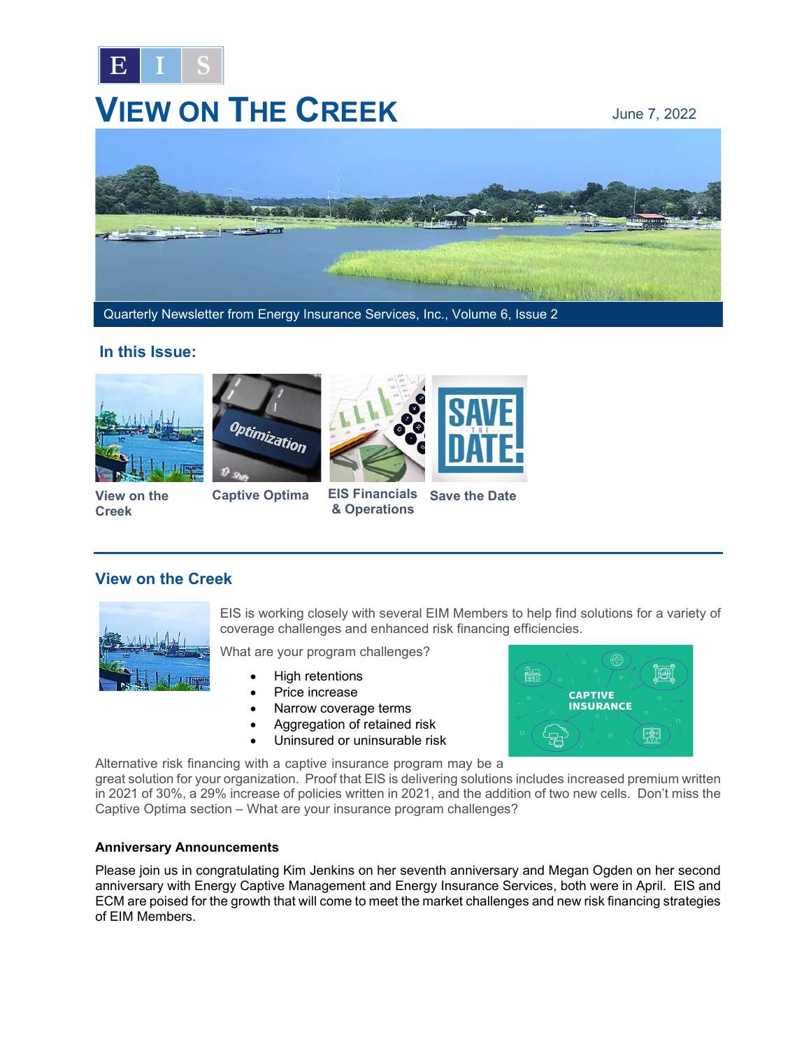E I S

# VIEW ON THE CREEK

June 7, 2022

Quarterly Newsletter from Energy Insurance Services, Inc., Volume 6, Issue 2

## In this Issue:

- View on the Creek
- Captive Optima
- EIS Financials & Operations
- Save the Date

---

## View on the Creek

EIS is working closely with several EIM Members to help find solutions for a variety of coverage challenges and enhanced risk financing efficiencies.

What are your program challenges?

- High retentions
- Price increase
- Narrow coverage terms
- Aggregation of retained risk
- Uninsured or uninsurable risk

Alternative risk financing with a captive insurance program may be a great solution for your organization. Proof that EIS is delivering solutions includes increased premium written in 2021 of 30%, a 29% increase of policies written in 2021, and the addition of two new cells. Don't miss the Captive Optima section – What are your insurance program challenges?

### Anniversary Announcements

Please join us in congratulating Kim Jenkins on her seventh anniversary and Megan Ogden on her second anniversary with Energy Captive Management and Energy Insurance Services, both were in April. EIS and ECM are poised for the growth that will come to meet the market challenges and new risk financing strategies of EIM Members.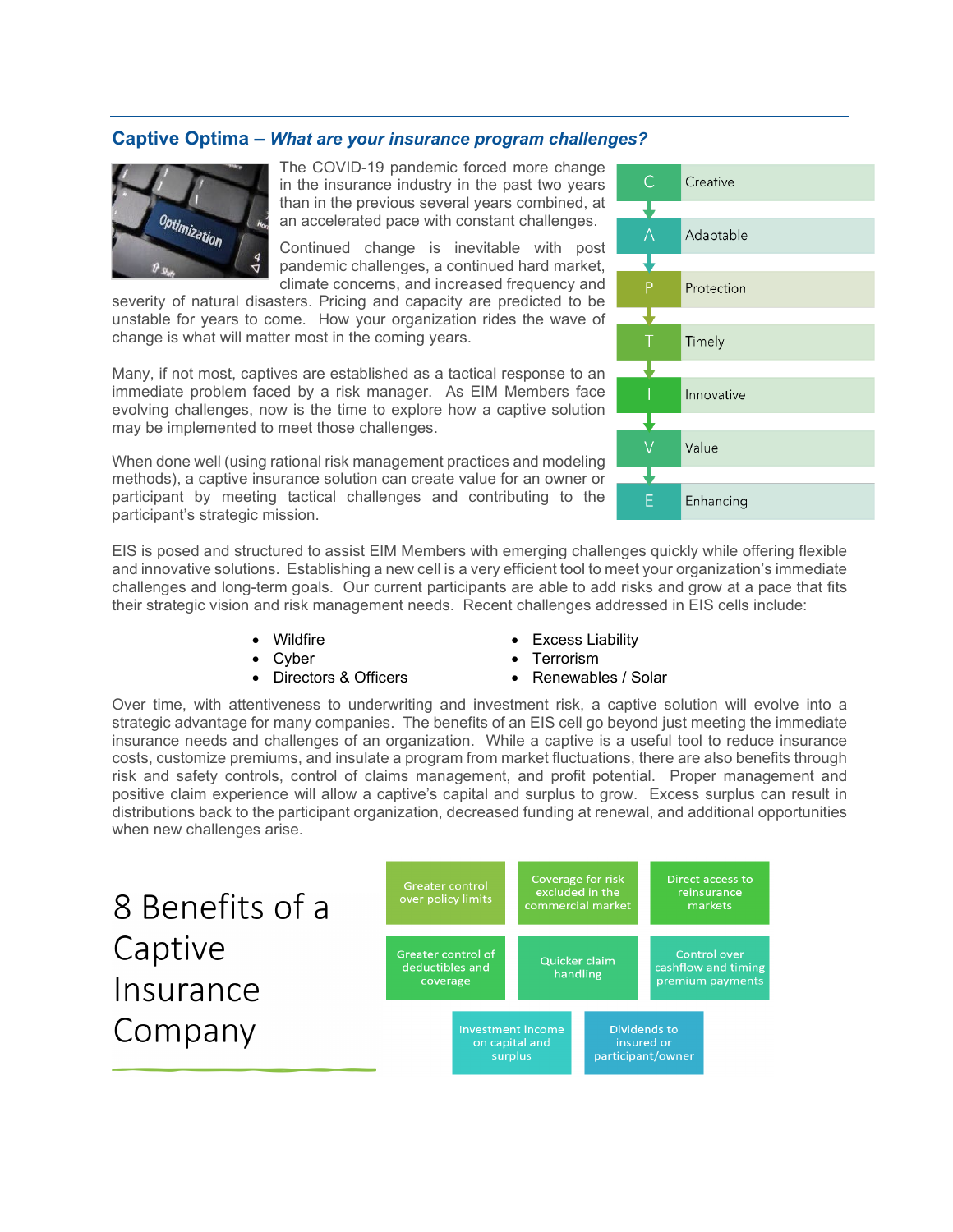## Captive Optima – *What are your insurance program challenges?*

The COVID-19 pandemic forced more change in the insurance industry in the past two years than in the previous several years combined, at an accelerated pace with constant challenges.

Continued change is inevitable with post pandemic challenges, a continued hard market, climate concerns, and increased frequency and severity of natural disasters. Pricing and capacity are predicted to be unstable for years to come. How your organization rides the wave of change is what will matter most in the coming years.

Many, if not most, captives are established as a tactical response to an immediate problem faced by a risk manager. As EIM Members face evolving challenges, now is the time to explore how a captive solution may be implemented to meet those challenges.

When done well (using rational risk management practices and modeling methods), a captive insurance solution can create value for an owner or participant by meeting tactical challenges and contributing to the participant's strategic mission.

- C – Creative
- A – Adaptable
- P – Protection
- T – Timely
- I – Innovative
- V – Value
- E – Enhancing

EIS is posed and structured to assist EIM Members with emerging challenges quickly while offering flexible and innovative solutions. Establishing a new cell is a very efficient tool to meet your organization's immediate challenges and long-term goals. Our current participants are able to add risks and grow at a pace that fits their strategic vision and risk management needs. Recent challenges addressed in EIS cells include:

- Wildfire
- Cyber
- Directors & Officers
- Excess Liability
- Terrorism
- Renewables / Solar

Over time, with attentiveness to underwriting and investment risk, a captive solution will evolve into a strategic advantage for many companies. The benefits of an EIS cell go beyond just meeting the immediate insurance needs and challenges of an organization. While a captive is a useful tool to reduce insurance costs, customize premiums, and insulate a program from market fluctuations, there are also benefits through risk and safety controls, control of claims management, and profit potential. Proper management and positive claim experience will allow a captive's capital and surplus to grow. Excess surplus can result in distributions back to the participant organization, decreased funding at renewal, and additional opportunities when new challenges arise.

## 8 Benefits of a Captive Insurance Company

- Greater control over policy limits
- Coverage for risk excluded in the commercial market
- Direct access to reinsurance markets
- Greater control of deductibles and coverage
- Quicker claim handling
- Control over cashflow and timing premium payments
- Investment income on capital and surplus
- Dividends to insured or participant/owner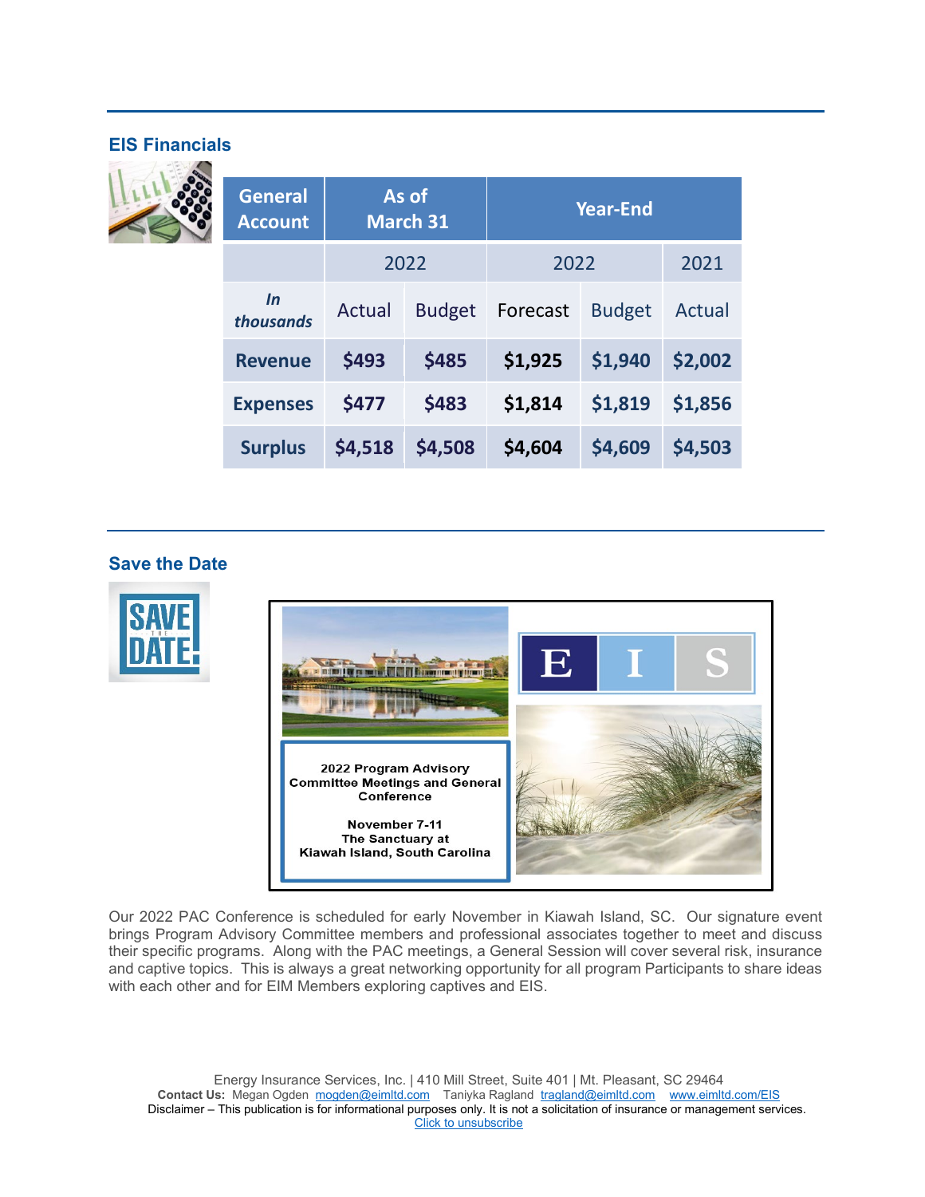## EIS Financials

| General Account | As of March 31 | | Year-End | | |
|---|---|---|---|---|---|
| | 2022 | | 2022 | | 2021 |
| *In thousands* | Actual | Budget | Forecast | Budget | Actual |
| **Revenue** | **$493** | **$485** | **$1,925** | **$1,940** | **$2,002** |
| **Expenses** | **$477** | **$483** | **$1,814** | **$1,819** | **$1,856** |
| **Surplus** | **$4,518** | **$4,508** | **$4,604** | **$4,609** | **$4,503** |

## Save the Date

**2022 Program Advisory Committee Meetings and General Conference**

**November 7-11**
**The Sanctuary at**
**Kiawah Island, South Carolina**

Our 2022 PAC Conference is scheduled for early November in Kiawah Island, SC. Our signature event brings Program Advisory Committee members and professional associates together to meet and discuss their specific programs. Along with the PAC meetings, a General Session will cover several risk, insurance and captive topics. This is always a great networking opportunity for all program Participants to share ideas with each other and for EIM Members exploring captives and EIS.

Energy Insurance Services, Inc. | 410 Mill Street, Suite 401 | Mt. Pleasant, SC 29464
**Contact Us:** Megan Ogden mogden@eimltd.com Taniyka Ragland tragland@eimltd.com www.eimltd.com/EIS
Disclaimer – This publication is for informational purposes only. It is not a solicitation of insurance or management services.
Click to unsubscribe